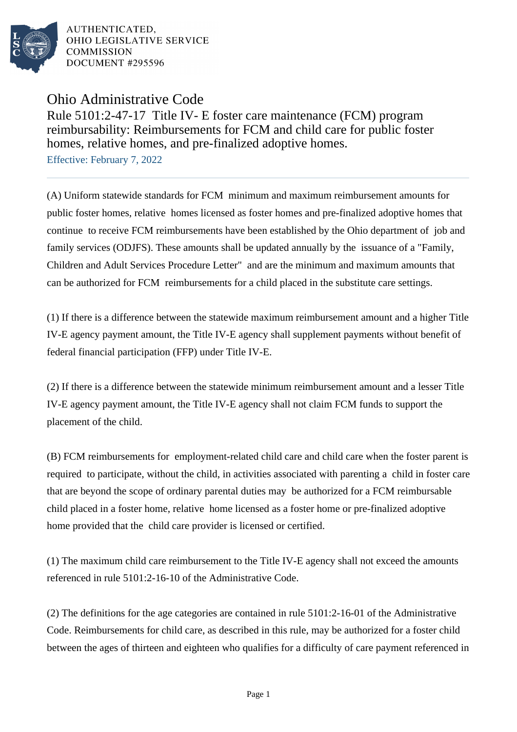AUTHENTICATED,
OHIO LEGISLATIVE SERVICE
COMMISSION
DOCUMENT #295596

# Ohio Administrative Code

## Rule 5101:2-47-17 Title IV- E foster care maintenance (FCM) program reimbursability: Reimbursements for FCM and child care for public foster homes, relative homes, and pre-finalized adoptive homes.

Effective: February 7, 2022

---

(A) Uniform statewide standards for FCM minimum and maximum reimbursement amounts for public foster homes, relative homes licensed as foster homes and pre-finalized adoptive homes that continue to receive FCM reimbursements have been established by the Ohio department of job and family services (ODJFS). These amounts shall be updated annually by the issuance of a "Family, Children and Adult Services Procedure Letter" and are the minimum and maximum amounts that can be authorized for FCM reimbursements for a child placed in the substitute care settings.

(1) If there is a difference between the statewide maximum reimbursement amount and a higher Title IV-E agency payment amount, the Title IV-E agency shall supplement payments without benefit of federal financial participation (FFP) under Title IV-E.

(2) If there is a difference between the statewide minimum reimbursement amount and a lesser Title IV-E agency payment amount, the Title IV-E agency shall not claim FCM funds to support the placement of the child.

(B) FCM reimbursements for employment-related child care and child care when the foster parent is required to participate, without the child, in activities associated with parenting a child in foster care that are beyond the scope of ordinary parental duties may be authorized for a FCM reimbursable child placed in a foster home, relative home licensed as a foster home or pre-finalized adoptive home provided that the child care provider is licensed or certified.

(1) The maximum child care reimbursement to the Title IV-E agency shall not exceed the amounts referenced in rule 5101:2-16-10 of the Administrative Code.

(2) The definitions for the age categories are contained in rule 5101:2-16-01 of the Administrative Code. Reimbursements for child care, as described in this rule, may be authorized for a foster child between the ages of thirteen and eighteen who qualifies for a difficulty of care payment referenced in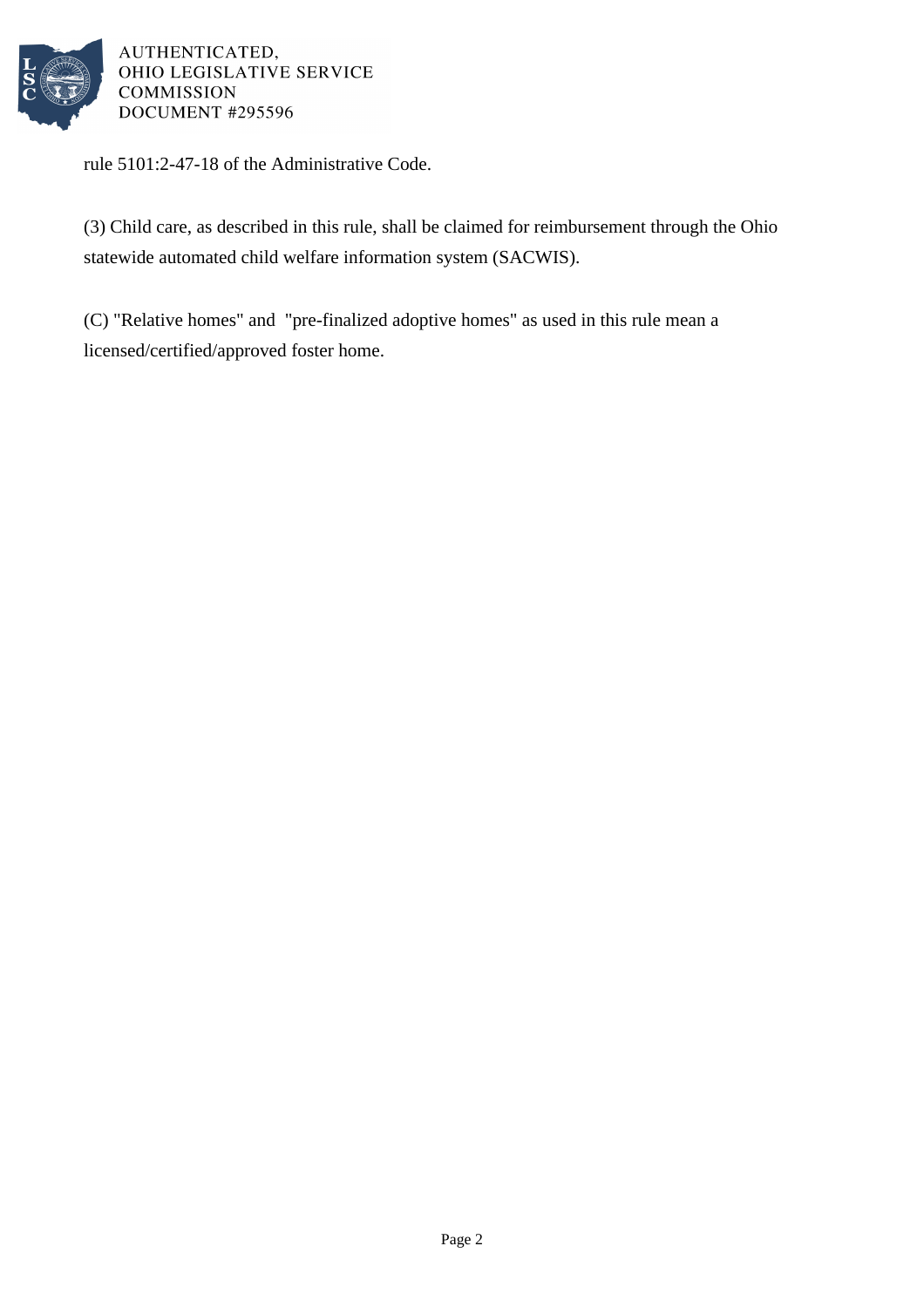rule 5101:2-47-18 of the Administrative Code.

(3) Child care, as described in this rule, shall be claimed for reimbursement through the Ohio statewide automated child welfare information system (SACWIS).

(C) "Relative homes" and "pre-finalized adoptive homes" as used in this rule mean a licensed/certified/approved foster home.